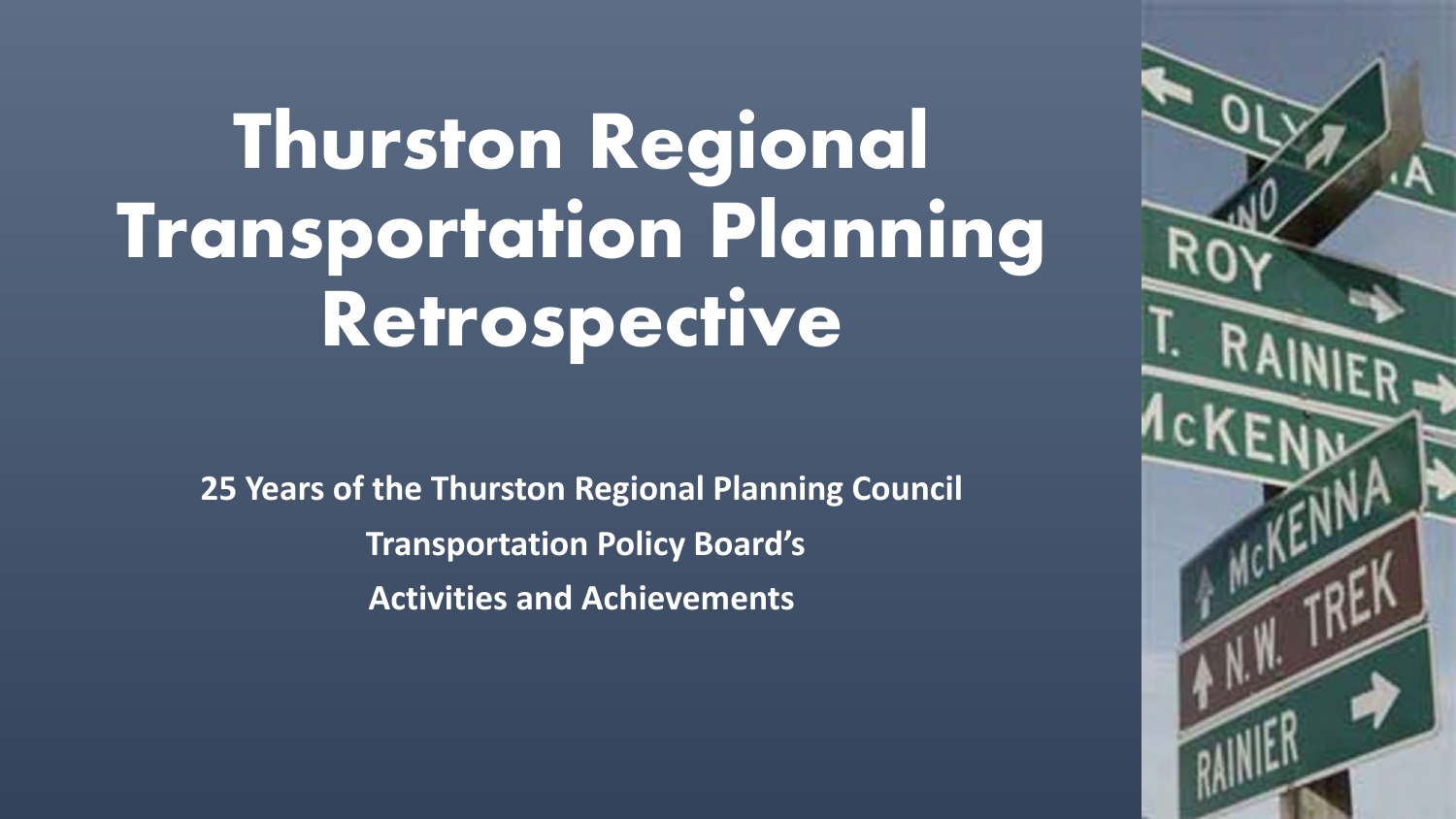# Thurston Regional Transportation Planning Retrospective

**25 Years of the Thurston Regional Planning Council**

**Transportation Policy Board's**

**Activities and Achievements**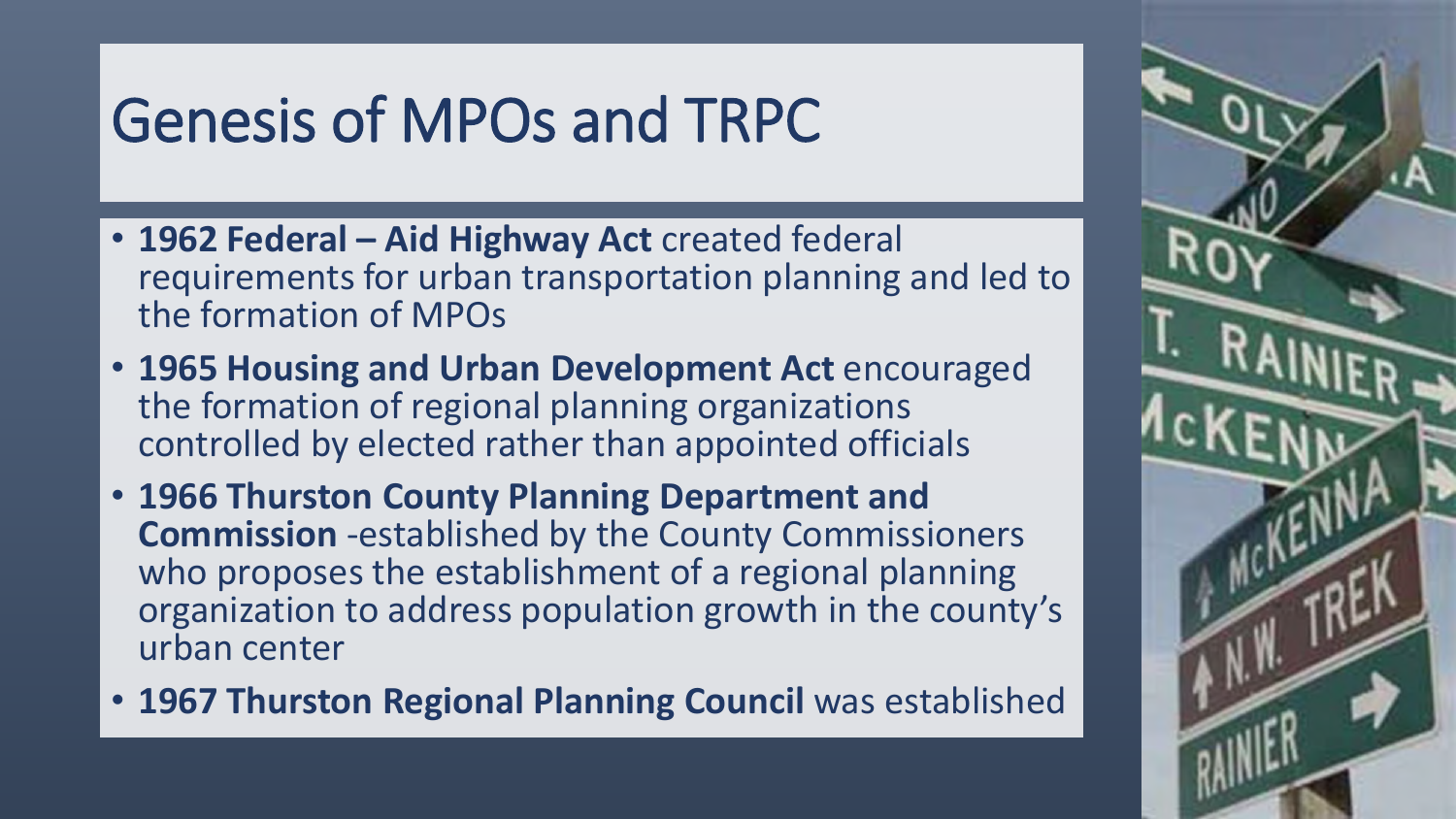# Genesis of MPOs and TRPC

- **1962 Federal – Aid Highway Act** created federal requirements for urban transportation planning and led to the formation of MPOs
- **1965 Housing and Urban Development Act** encouraged the formation of regional planning organizations controlled by elected rather than appointed officials
- **1966 Thurston County Planning Department and Commission** -established by the County Commissioners who proposes the establishment of a regional planning organization to address population growth in the county's urban center
- **1967 Thurston Regional Planning Council** was established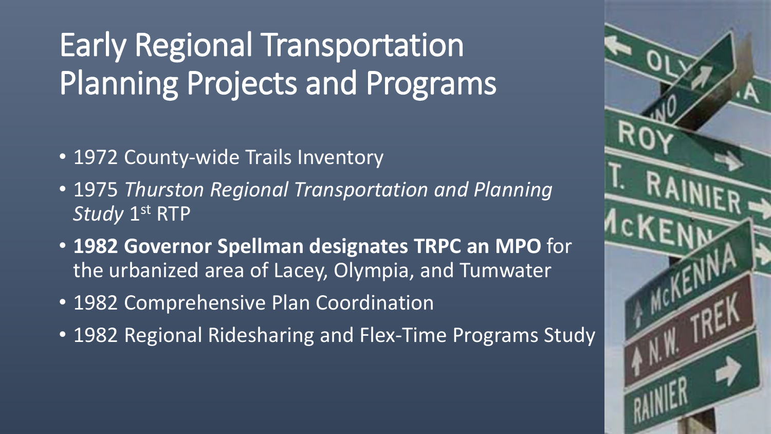# Early Regional Transportation Planning Projects and Programs

- 1972 County-wide Trails Inventory
- 1975 *Thurston Regional Transportation and Planning Study* 1st RTP
- **1982 Governor Spellman designates TRPC an MPO** for the urbanized area of Lacey, Olympia, and Tumwater
- 1982 Comprehensive Plan Coordination
- 1982 Regional Ridesharing and Flex-Time Programs Study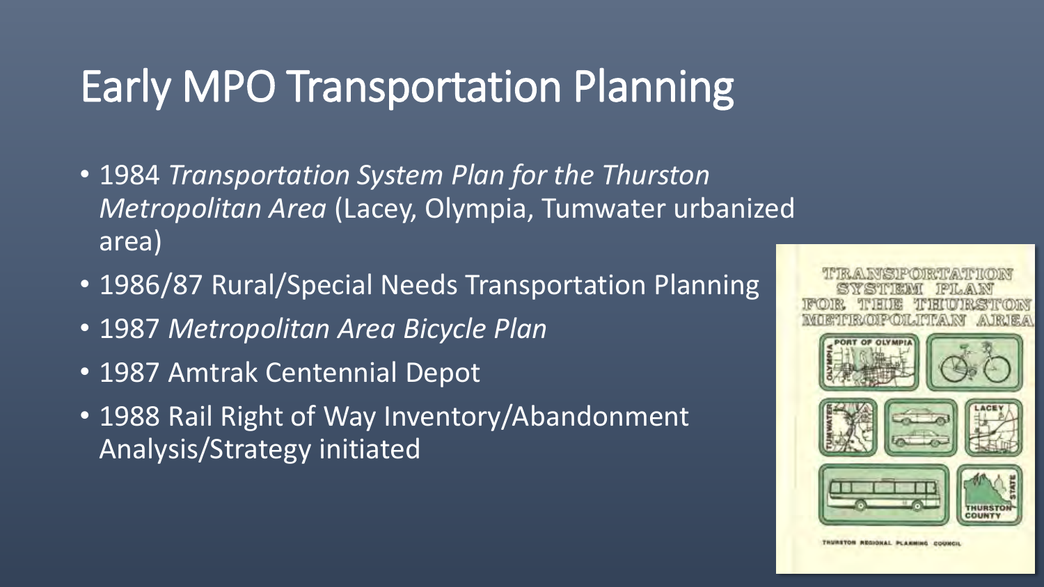# Early MPO Transportation Planning

- 1984 *Transportation System Plan for the Thurston Metropolitan Area* (Lacey, Olympia, Tumwater urbanized area)
- 1986/87 Rural/Special Needs Transportation Planning
- 1987 *Metropolitan Area Bicycle Plan*
- 1987 Amtrak Centennial Depot
- 1988 Rail Right of Way Inventory/Abandonment Analysis/Strategy initiated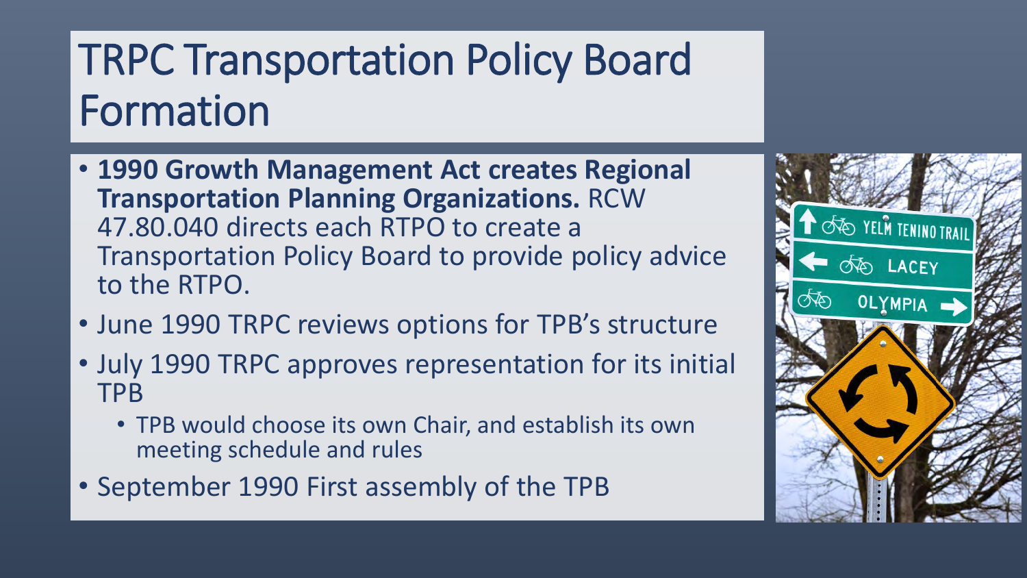# TRPC Transportation Policy Board Formation

- **1990 Growth Management Act creates Regional Transportation Planning Organizations.** RCW 47.80.040 directs each RTPO to create a Transportation Policy Board to provide policy advice to the RTPO.
- June 1990 TRPC reviews options for TPB's structure
- July 1990 TRPC approves representation for its initial TPB
  - TPB would choose its own Chair, and establish its own meeting schedule and rules
- September 1990 First assembly of the TPB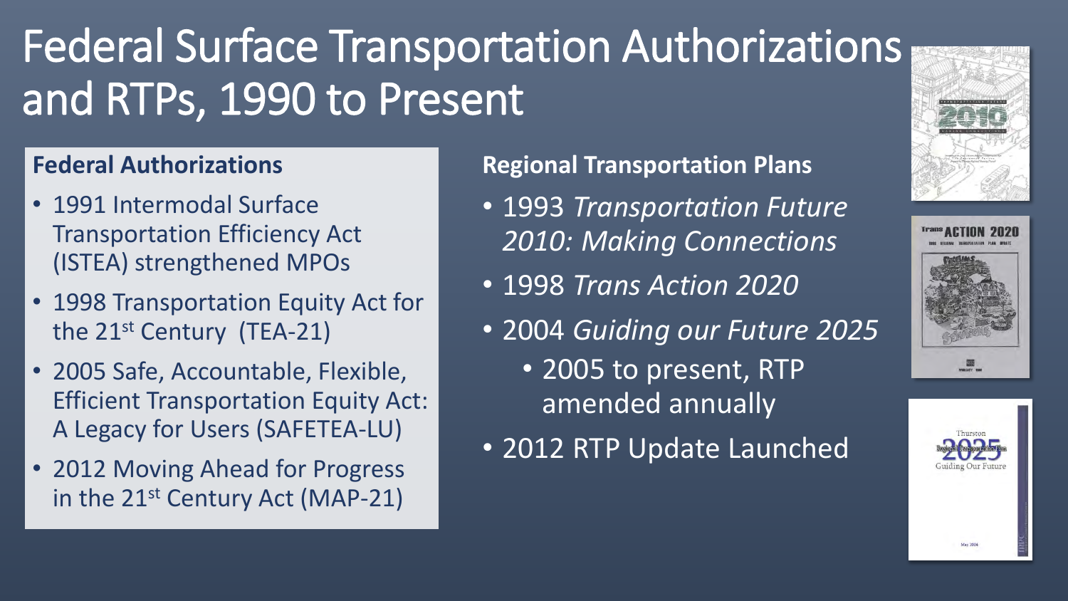# Federal Surface Transportation Authorizations and RTPs, 1990 to Present

**Federal Authorizations**

- 1991 Intermodal Surface Transportation Efficiency Act (ISTEA) strengthened MPOs
- 1998 Transportation Equity Act for the 21st Century (TEA-21)
- 2005 Safe, Accountable, Flexible, Efficient Transportation Equity Act: A Legacy for Users (SAFETEA-LU)
- 2012 Moving Ahead for Progress in the 21st Century Act (MAP-21)

**Regional Transportation Plans**

- 1993 *Transportation Future 2010: Making Connections*
- 1998 *Trans Action 2020*
- 2004 *Guiding our Future 2025*
  - 2005 to present, RTP amended annually
- 2012 RTP Update Launched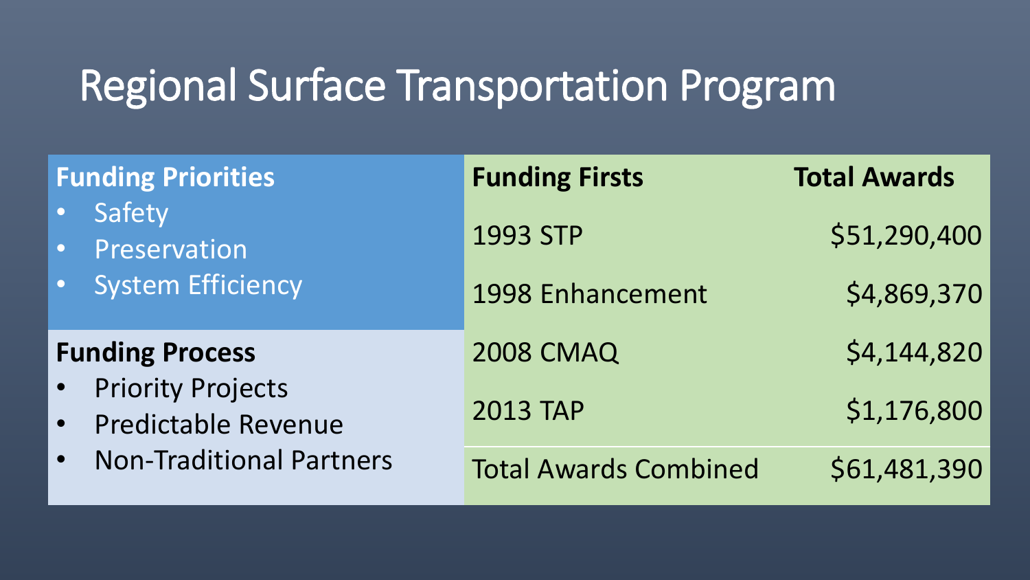# Regional Surface Transportation Program

**Funding Priorities**

- Safety
- Preservation
- System Efficiency

**Funding Process**

- Priority Projects
- Predictable Revenue
- Non-Traditional Partners

| Funding Firsts | Total Awards |
| --- | --- |
| 1993 STP | $51,290,400 |
| 1998 Enhancement | $4,869,370 |
| 2008 CMAQ | $4,144,820 |
| 2013 TAP | $1,176,800 |
| Total Awards Combined | $61,481,390 |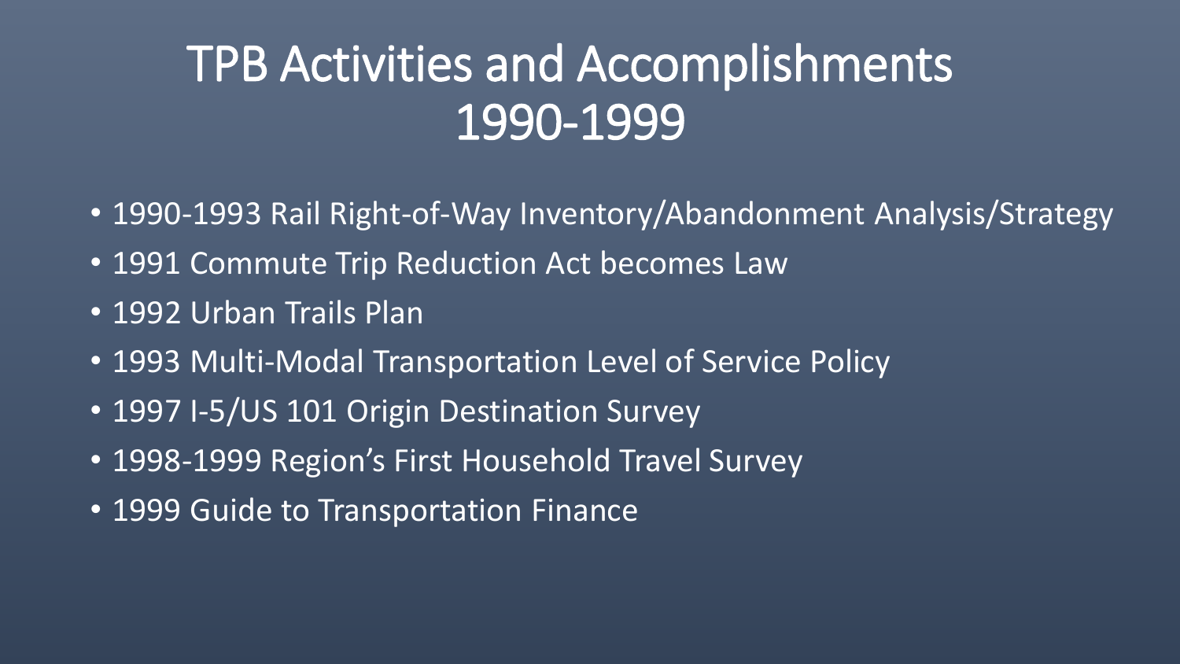# TPB Activities and Accomplishments 1990-1999

- 1990-1993 Rail Right-of-Way Inventory/Abandonment Analysis/Strategy
- 1991 Commute Trip Reduction Act becomes Law
- 1992 Urban Trails Plan
- 1993 Multi-Modal Transportation Level of Service Policy
- 1997 I-5/US 101 Origin Destination Survey
- 1998-1999 Region's First Household Travel Survey
- 1999 Guide to Transportation Finance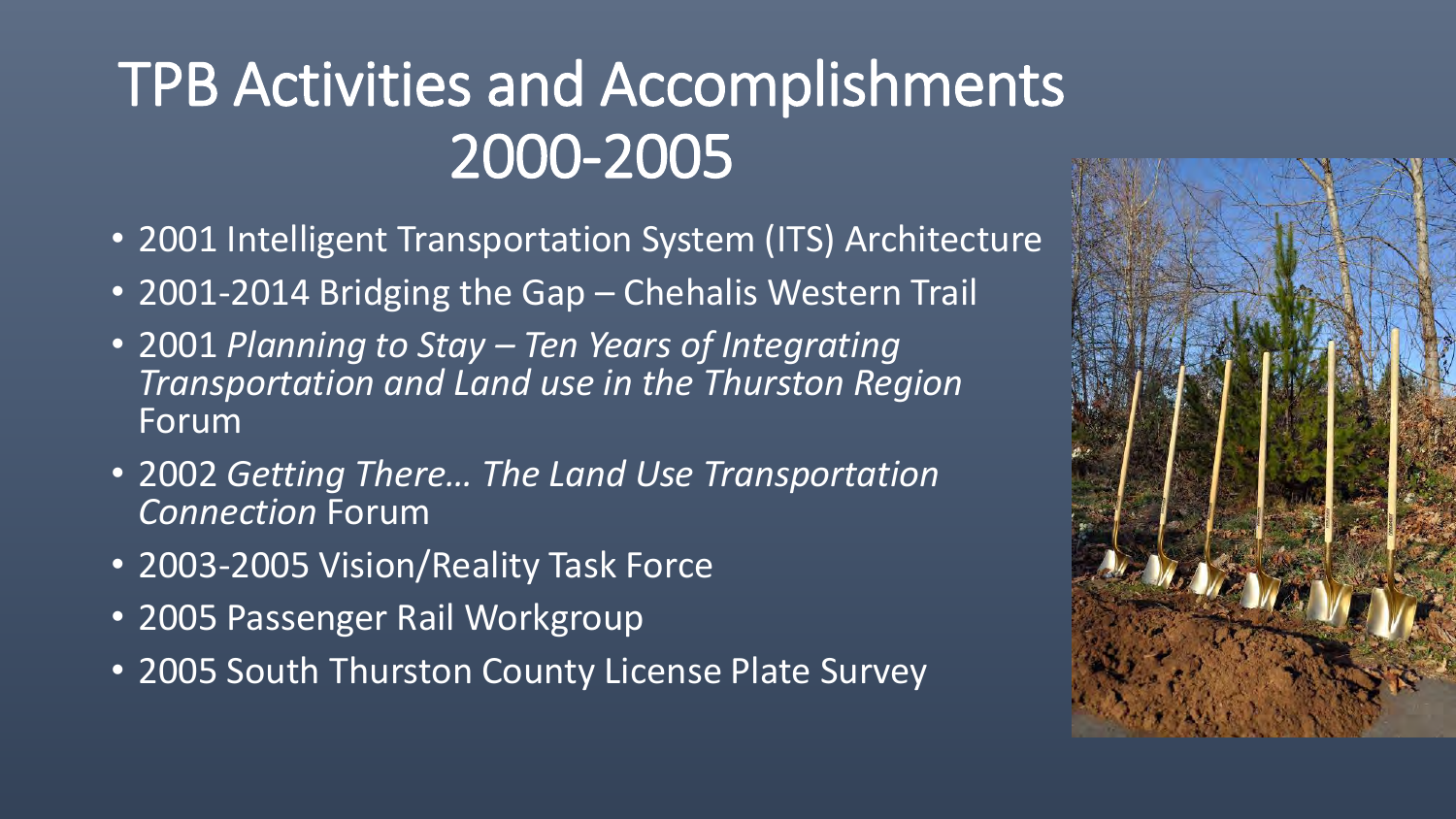# TPB Activities and Accomplishments 2000-2005

- 2001 Intelligent Transportation System (ITS) Architecture
- 2001-2014 Bridging the Gap – Chehalis Western Trail
- 2001 *Planning to Stay – Ten Years of Integrating Transportation and Land use in the Thurston Region* Forum
- 2002 *Getting There… The Land Use Transportation Connection* Forum
- 2003-2005 Vision/Reality Task Force
- 2005 Passenger Rail Workgroup
- 2005 South Thurston County License Plate Survey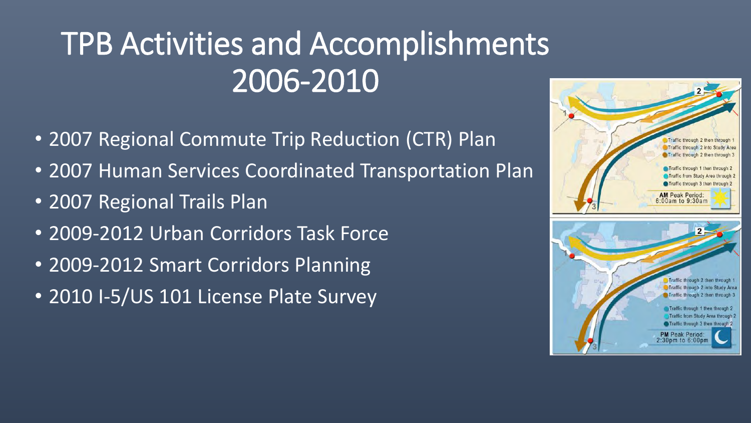# TPB Activities and Accomplishments 2006-2010

- 2007 Regional Commute Trip Reduction (CTR) Plan
- 2007 Human Services Coordinated Transportation Plan
- 2007 Regional Trails Plan
- 2009-2012 Urban Corridors Task Force
- 2009-2012 Smart Corridors Planning
- 2010 I-5/US 101 License Plate Survey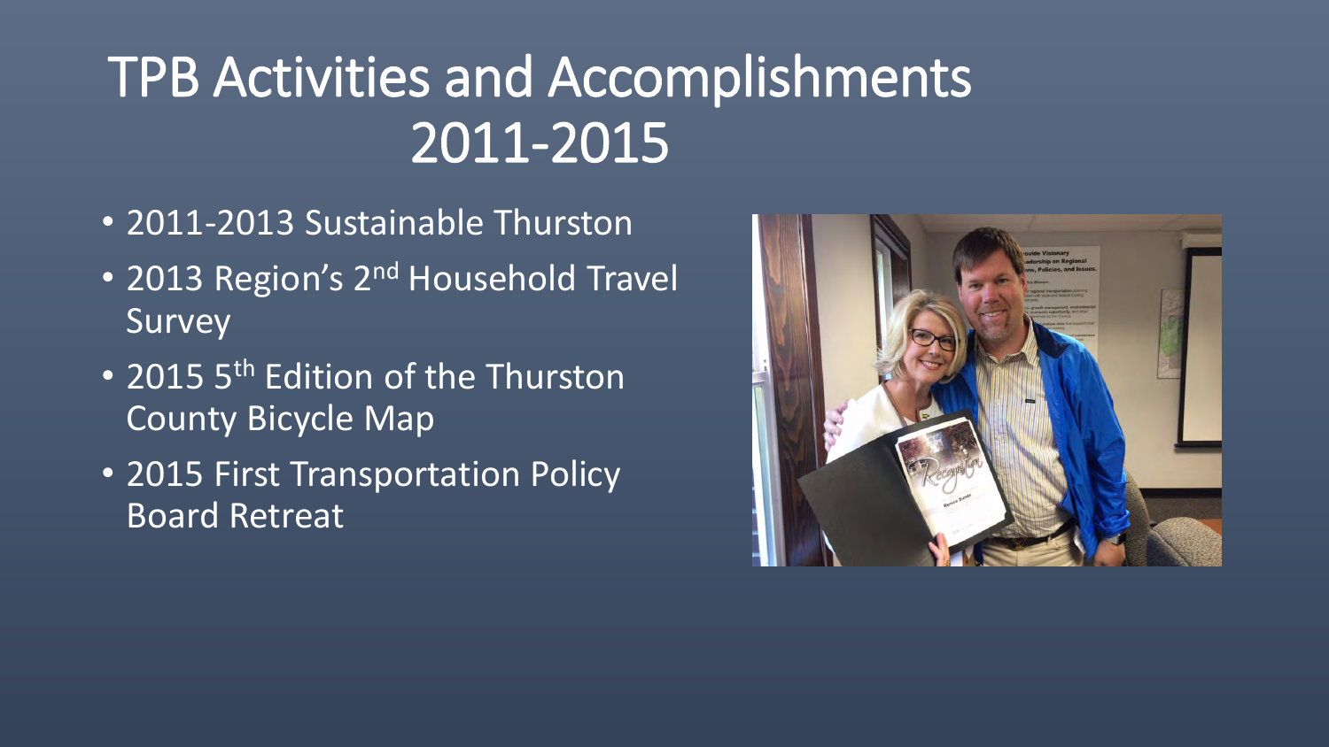# TPB Activities and Accomplishments 2011-2015

- 2011-2013 Sustainable Thurston
- 2013 Region's 2nd Household Travel Survey
- 2015 5th Edition of the Thurston County Bicycle Map
- 2015 First Transportation Policy Board Retreat